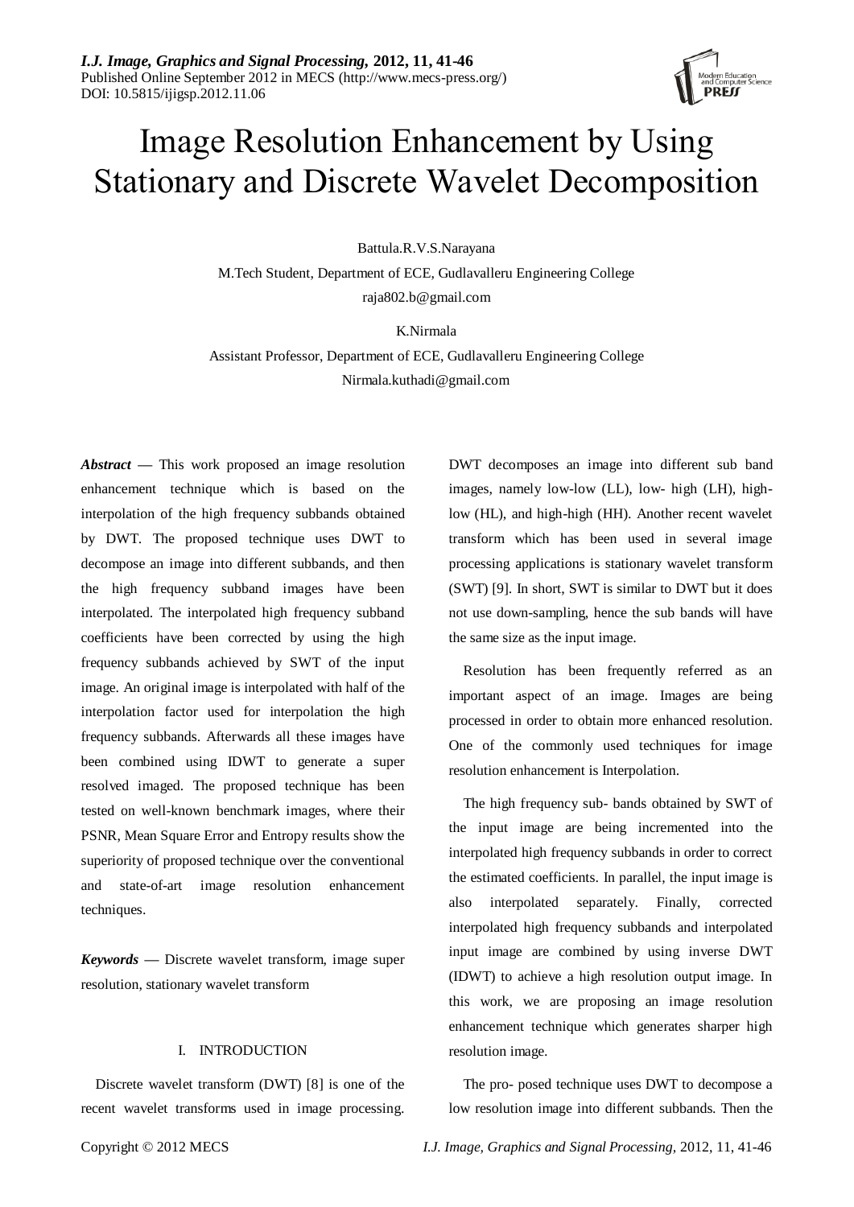# Image Resolution Enhancement by Using Stationary and Discrete Wavelet Decomposition

Battula.R.V.S.Narayana

M.Tech Student, Department of ECE, Gudlavalleru Engineering College

raja802.b@gmail.com

K.Nirmala

Assistant Professor, Department of ECE, Gudlavalleru Engineering College

Nirmala.kuthadi@gmail.com

***Abstract*** **—** This work proposed an image resolution enhancement technique which is based on the interpolation of the high frequency subbands obtained by DWT. The proposed technique uses DWT to decompose an image into different subbands, and then the high frequency subband images have been interpolated. The interpolated high frequency subband coefficients have been corrected by using the high frequency subbands achieved by SWT of the input image. An original image is interpolated with half of the interpolation factor used for interpolation the high frequency subbands. Afterwards all these images have been combined using IDWT to generate a super resolved imaged. The proposed technique has been tested on well-known benchmark images, where their PSNR, Mean Square Error and Entropy results show the superiority of proposed technique over the conventional and state-of-art image resolution enhancement techniques.

***Keywords*** **—** Discrete wavelet transform, image super resolution, stationary wavelet transform

## I. INTRODUCTION

Discrete wavelet transform (DWT) [8] is one of the recent wavelet transforms used in image processing. DWT decomposes an image into different sub band images, namely low-low (LL), low- high (LH), high-low (HL), and high-high (HH). Another recent wavelet transform which has been used in several image processing applications is stationary wavelet transform (SWT) [9]. In short, SWT is similar to DWT but it does not use down-sampling, hence the sub bands will have the same size as the input image.

Resolution has been frequently referred as an important aspect of an image. Images are being processed in order to obtain more enhanced resolution. One of the commonly used techniques for image resolution enhancement is Interpolation.

The high frequency sub- bands obtained by SWT of the input image are being incremented into the interpolated high frequency subbands in order to correct the estimated coefficients. In parallel, the input image is also interpolated separately. Finally, corrected interpolated high frequency subbands and interpolated input image are combined by using inverse DWT (IDWT) to achieve a high resolution output image. In this work, we are proposing an image resolution enhancement technique which generates sharper high resolution image.

The pro- posed technique uses DWT to decompose a low resolution image into different subbands. Then the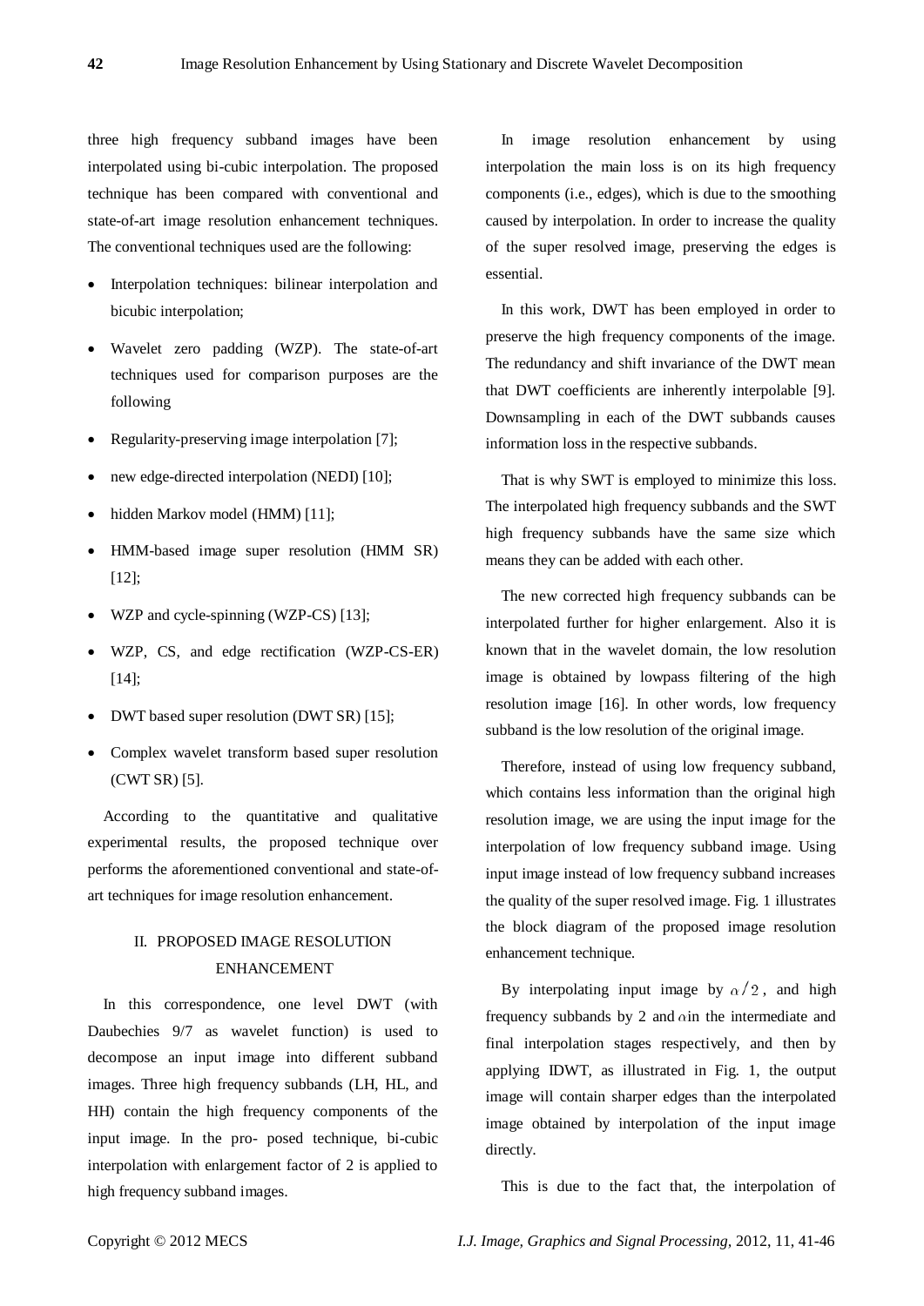three high frequency subband images have been interpolated using bi-cubic interpolation. The proposed technique has been compared with conventional and state-of-art image resolution enhancement techniques. The conventional techniques used are the following:

- Interpolation techniques: bilinear interpolation and bicubic interpolation;
- Wavelet zero padding (WZP). The state-of-art techniques used for comparison purposes are the following
- Regularity-preserving image interpolation [7];
- new edge-directed interpolation (NEDI) [10];
- hidden Markov model (HMM) [11];
- HMM-based image super resolution (HMM SR) [12];
- WZP and cycle-spinning (WZP-CS) [13];
- WZP, CS, and edge rectification (WZP-CS-ER) [14];
- DWT based super resolution (DWT SR) [15];
- Complex wavelet transform based super resolution (CWT SR) [5].

According to the quantitative and qualitative experimental results, the proposed technique over performs the aforementioned conventional and state-of-art techniques for image resolution enhancement.

## II. PROPOSED IMAGE RESOLUTION ENHANCEMENT

In this correspondence, one level DWT (with Daubechies 9/7 as wavelet function) is used to decompose an input image into different subband images. Three high frequency subbands (LH, HL, and HH) contain the high frequency components of the input image. In the pro- posed technique, bi-cubic interpolation with enlargement factor of 2 is applied to high frequency subband images.

In image resolution enhancement by using interpolation the main loss is on its high frequency components (i.e., edges), which is due to the smoothing caused by interpolation. In order to increase the quality of the super resolved image, preserving the edges is essential.

In this work, DWT has been employed in order to preserve the high frequency components of the image. The redundancy and shift invariance of the DWT mean that DWT coefficients are inherently interpolable [9]. Downsampling in each of the DWT subbands causes information loss in the respective subbands.

That is why SWT is employed to minimize this loss. The interpolated high frequency subbands and the SWT high frequency subbands have the same size which means they can be added with each other.

The new corrected high frequency subbands can be interpolated further for higher enlargement. Also it is known that in the wavelet domain, the low resolution image is obtained by lowpass filtering of the high resolution image [16]. In other words, low frequency subband is the low resolution of the original image.

Therefore, instead of using low frequency subband, which contains less information than the original high resolution image, we are using the input image for the interpolation of low frequency subband image. Using input image instead of low frequency subband increases the quality of the super resolved image. Fig. 1 illustrates the block diagram of the proposed image resolution enhancement technique.

By interpolating input image by $\alpha/2$, and high frequency subbands by 2 and $\alpha$ in the intermediate and final interpolation stages respectively, and then by applying IDWT, as illustrated in Fig. 1, the output image will contain sharper edges than the interpolated image obtained by interpolation of the input image directly.

This is due to the fact that, the interpolation of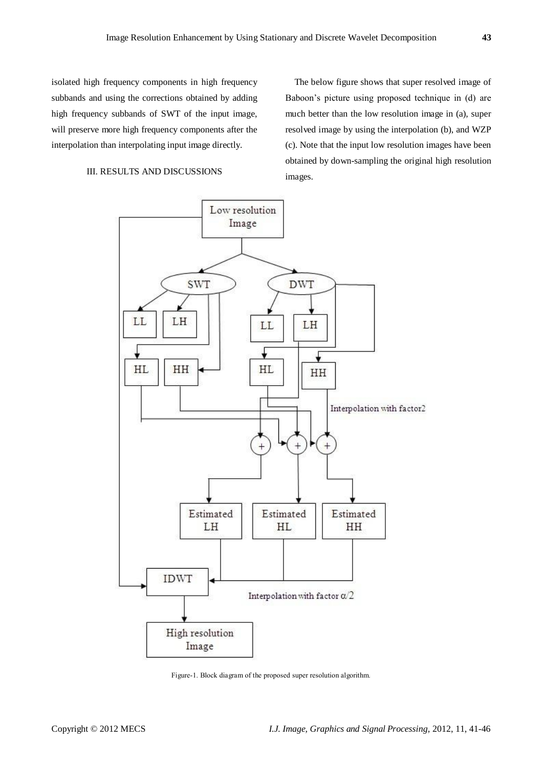isolated high frequency components in high frequency subbands and using the corrections obtained by adding high frequency subbands of SWT of the input image, will preserve more high frequency components after the interpolation than interpolating input image directly.

## III. RESULTS AND DISCUSSIONS

The below figure shows that super resolved image of Baboon's picture using proposed technique in (d) are much better than the low resolution image in (a), super resolved image by using the interpolation (b), and WZP (c). Note that the input low resolution images have been obtained by down-sampling the original high resolution images.

Figure-1. Block diagram of the proposed super resolution algorithm.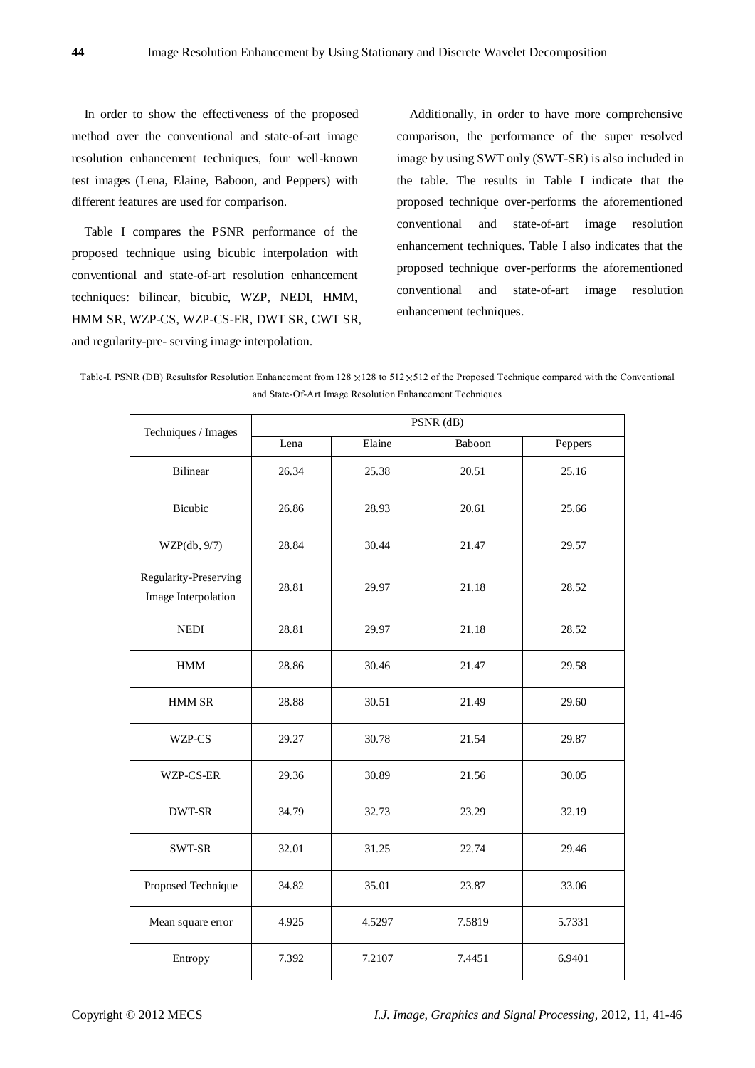In order to show the effectiveness of the proposed method over the conventional and state-of-art image resolution enhancement techniques, four well-known test images (Lena, Elaine, Baboon, and Peppers) with different features are used for comparison.

Table I compares the PSNR performance of the proposed technique using bicubic interpolation with conventional and state-of-art resolution enhancement techniques: bilinear, bicubic, WZP, NEDI, HMM, HMM SR, WZP-CS, WZP-CS-ER, DWT SR, CWT SR, and regularity-pre- serving image interpolation.

Additionally, in order to have more comprehensive comparison, the performance of the super resolved image by using SWT only (SWT-SR) is also included in the table. The results in Table I indicate that the proposed technique over-performs the aforementioned conventional and state-of-art image resolution enhancement techniques. Table I also indicates that the proposed technique over-performs the aforementioned conventional and state-of-art image resolution enhancement techniques.

Table-I. PSNR (DB) Resultsfor Resolution Enhancement from $128\times128$ to $512\times512$ of the Proposed Technique compared with the Conventional and State-Of-Art Image Resolution Enhancement Techniques

| Techniques / Images | PSNR (dB) | | | |
|---|---|---|---|---|
| | Lena | Elaine | Baboon | Peppers |
| Bilinear | 26.34 | 25.38 | 20.51 | 25.16 |
| Bicubic | 26.86 | 28.93 | 20.61 | 25.66 |
| WZP(db, 9/7) | 28.84 | 30.44 | 21.47 | 29.57 |
| Regularity-Preserving Image Interpolation | 28.81 | 29.97 | 21.18 | 28.52 |
| NEDI | 28.81 | 29.97 | 21.18 | 28.52 |
| HMM | 28.86 | 30.46 | 21.47 | 29.58 |
| HMM SR | 28.88 | 30.51 | 21.49 | 29.60 |
| WZP-CS | 29.27 | 30.78 | 21.54 | 29.87 |
| WZP-CS-ER | 29.36 | 30.89 | 21.56 | 30.05 |
| DWT-SR | 34.79 | 32.73 | 23.29 | 32.19 |
| SWT-SR | 32.01 | 31.25 | 22.74 | 29.46 |
| Proposed Technique | 34.82 | 35.01 | 23.87 | 33.06 |
| Mean square error | 4.925 | 4.5297 | 7.5819 | 5.7331 |
| Entropy | 7.392 | 7.2107 | 7.4451 | 6.9401 |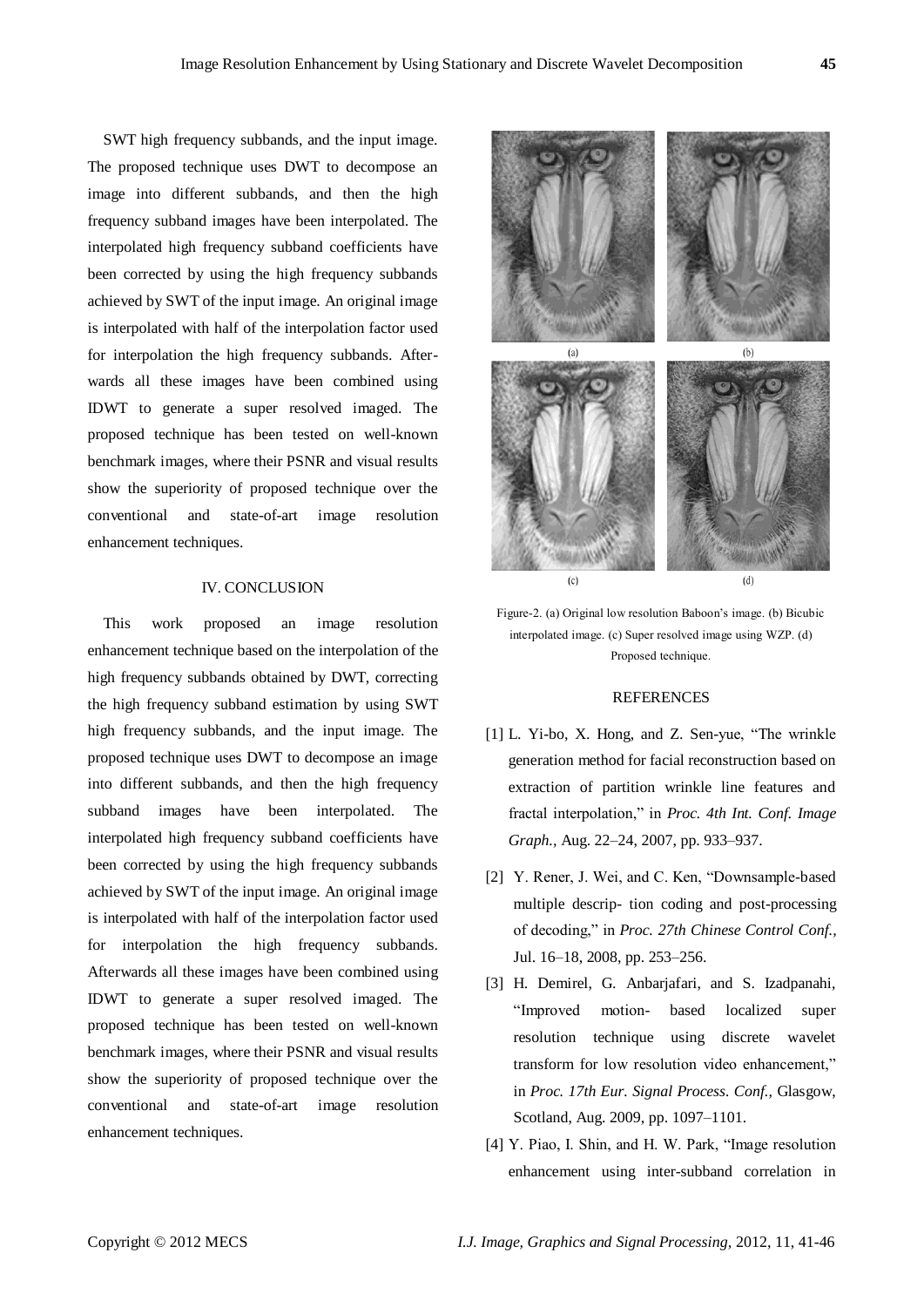SWT high frequency subbands, and the input image. The proposed technique uses DWT to decompose an image into different subbands, and then the high frequency subband images have been interpolated. The interpolated high frequency subband coefficients have been corrected by using the high frequency subbands achieved by SWT of the input image. An original image is interpolated with half of the interpolation factor used for interpolation the high frequency subbands. Afterwards all these images have been combined using IDWT to generate a super resolved imaged. The proposed technique has been tested on well-known benchmark images, where their PSNR and visual results show the superiority of proposed technique over the conventional and state-of-art image resolution enhancement techniques.

## IV. CONCLUSION

This work proposed an image resolution enhancement technique based on the interpolation of the high frequency subbands obtained by DWT, correcting the high frequency subband estimation by using SWT high frequency subbands, and the input image. The proposed technique uses DWT to decompose an image into different subbands, and then the high frequency subband images have been interpolated. The interpolated high frequency subband coefficients have been corrected by using the high frequency subbands achieved by SWT of the input image. An original image is interpolated with half of the interpolation factor used for interpolation the high frequency subbands. Afterwards all these images have been combined using IDWT to generate a super resolved imaged. The proposed technique has been tested on well-known benchmark images, where their PSNR and visual results show the superiority of proposed technique over the conventional and state-of-art image resolution enhancement techniques.

(a)

(b)

(c)

(d)

Figure-2. (a) Original low resolution Baboon's image. (b) Bicubic interpolated image. (c) Super resolved image using WZP. (d) Proposed technique.

## REFERENCES

[1] L. Yi-bo, X. Hong, and Z. Sen-yue, "The wrinkle generation method for facial reconstruction based on extraction of partition wrinkle line features and fractal interpolation," in *Proc. 4th Int. Conf. Image Graph.,* Aug. 22–24, 2007, pp. 933–937.

[2] Y. Rener, J. Wei, and C. Ken, "Downsample-based multiple descrip- tion coding and post-processing of decoding," in *Proc. 27th Chinese Control Conf.,* Jul. 16–18, 2008, pp. 253–256.

[3] H. Demirel, G. Anbarjafari, and S. Izadpanahi, "Improved motion- based localized super resolution technique using discrete wavelet transform for low resolution video enhancement," in *Proc. 17th Eur. Signal Process. Conf.,* Glasgow, Scotland, Aug. 2009, pp. 1097–1101.

[4] Y. Piao, I. Shin, and H. W. Park, "Image resolution enhancement using inter-subband correlation in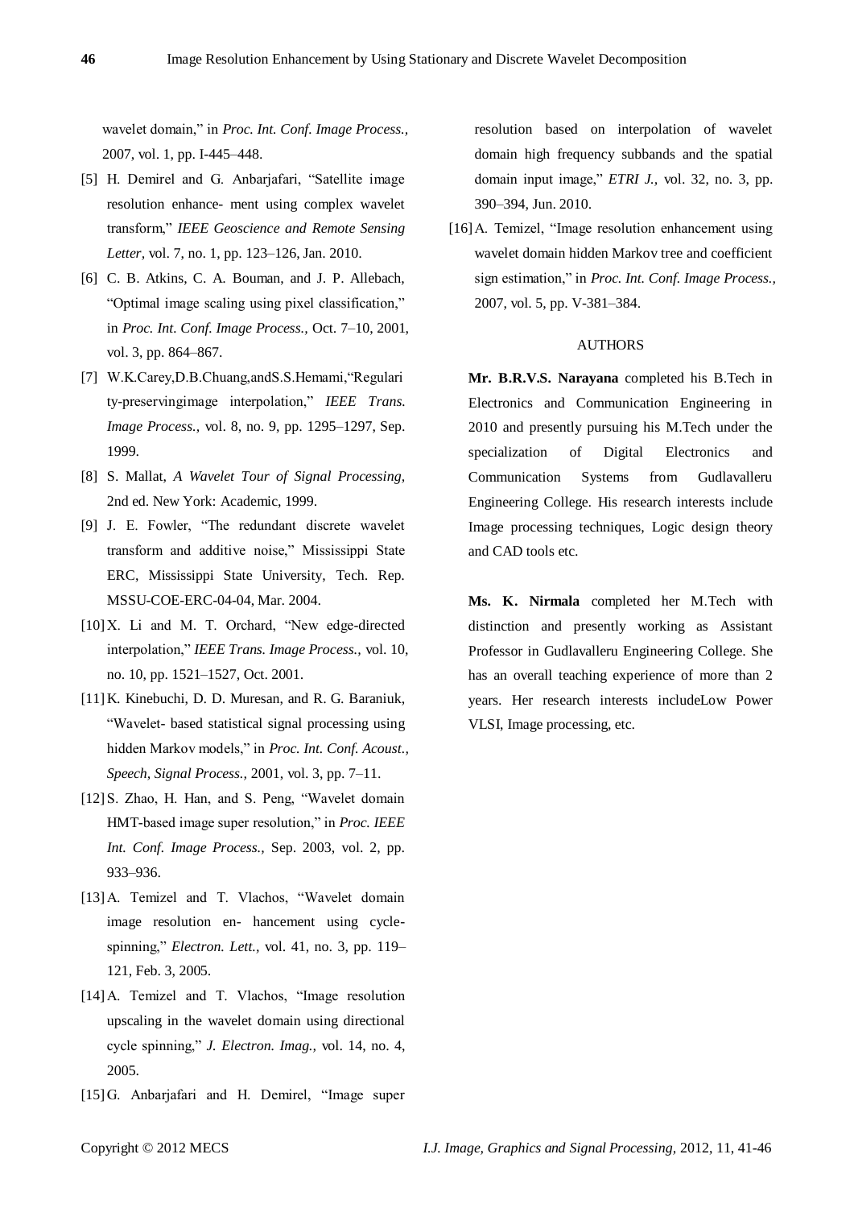wavelet domain," in *Proc. Int. Conf. Image Process.*, 2007, vol. 1, pp. I-445–448.

[5] H. Demirel and G. Anbarjafari, "Satellite image resolution enhance- ment using complex wavelet transform," *IEEE Geoscience and Remote Sensing Letter*, vol. 7, no. 1, pp. 123–126, Jan. 2010.

[6] C. B. Atkins, C. A. Bouman, and J. P. Allebach, "Optimal image scaling using pixel classification," in *Proc. Int. Conf. Image Process.*, Oct. 7–10, 2001, vol. 3, pp. 864–867.

[7] W.K.Carey,D.B.Chuang,andS.S.Hemami,"Regularity-preservingimage interpolation," *IEEE Trans. Image Process.*, vol. 8, no. 9, pp. 1295–1297, Sep. 1999.

[8] S. Mallat, *A Wavelet Tour of Signal Processing*, 2nd ed. New York: Academic, 1999.

[9] J. E. Fowler, "The redundant discrete wavelet transform and additive noise," Mississippi State ERC, Mississippi State University, Tech. Rep. MSSU-COE-ERC-04-04, Mar. 2004.

[10] X. Li and M. T. Orchard, "New edge-directed interpolation," *IEEE Trans. Image Process.*, vol. 10, no. 10, pp. 1521–1527, Oct. 2001.

[11] K. Kinebuchi, D. D. Muresan, and R. G. Baraniuk, "Wavelet- based statistical signal processing using hidden Markov models," in *Proc. Int. Conf. Acoust., Speech, Signal Process.*, 2001, vol. 3, pp. 7–11.

[12] S. Zhao, H. Han, and S. Peng, "Wavelet domain HMT-based image super resolution," in *Proc. IEEE Int. Conf. Image Process.*, Sep. 2003, vol. 2, pp. 933–936.

[13] A. Temizel and T. Vlachos, "Wavelet domain image resolution en- hancement using cycle-spinning," *Electron. Lett.*, vol. 41, no. 3, pp. 119–121, Feb. 3, 2005.

[14] A. Temizel and T. Vlachos, "Image resolution upscaling in the wavelet domain using directional cycle spinning," *J. Electron. Imag.*, vol. 14, no. 4, 2005.

[15] G. Anbarjafari and H. Demirel, "Image super resolution based on interpolation of wavelet domain high frequency subbands and the spatial domain input image," *ETRI J.*, vol. 32, no. 3, pp. 390–394, Jun. 2010.

[16] A. Temizel, "Image resolution enhancement using wavelet domain hidden Markov tree and coefficient sign estimation," in *Proc. Int. Conf. Image Process.*, 2007, vol. 5, pp. V-381–384.

## AUTHORS

**Mr. B.R.V.S. Narayana** completed his B.Tech in Electronics and Communication Engineering in 2010 and presently pursuing his M.Tech under the specialization of Digital Electronics and Communication Systems from Gudlavalleru Engineering College. His research interests include Image processing techniques, Logic design theory and CAD tools etc.

**Ms. K. Nirmala** completed her M.Tech with distinction and presently working as Assistant Professor in Gudlavalleru Engineering College. She has an overall teaching experience of more than 2 years. Her research interests includeLow Power VLSI, Image processing, etc.